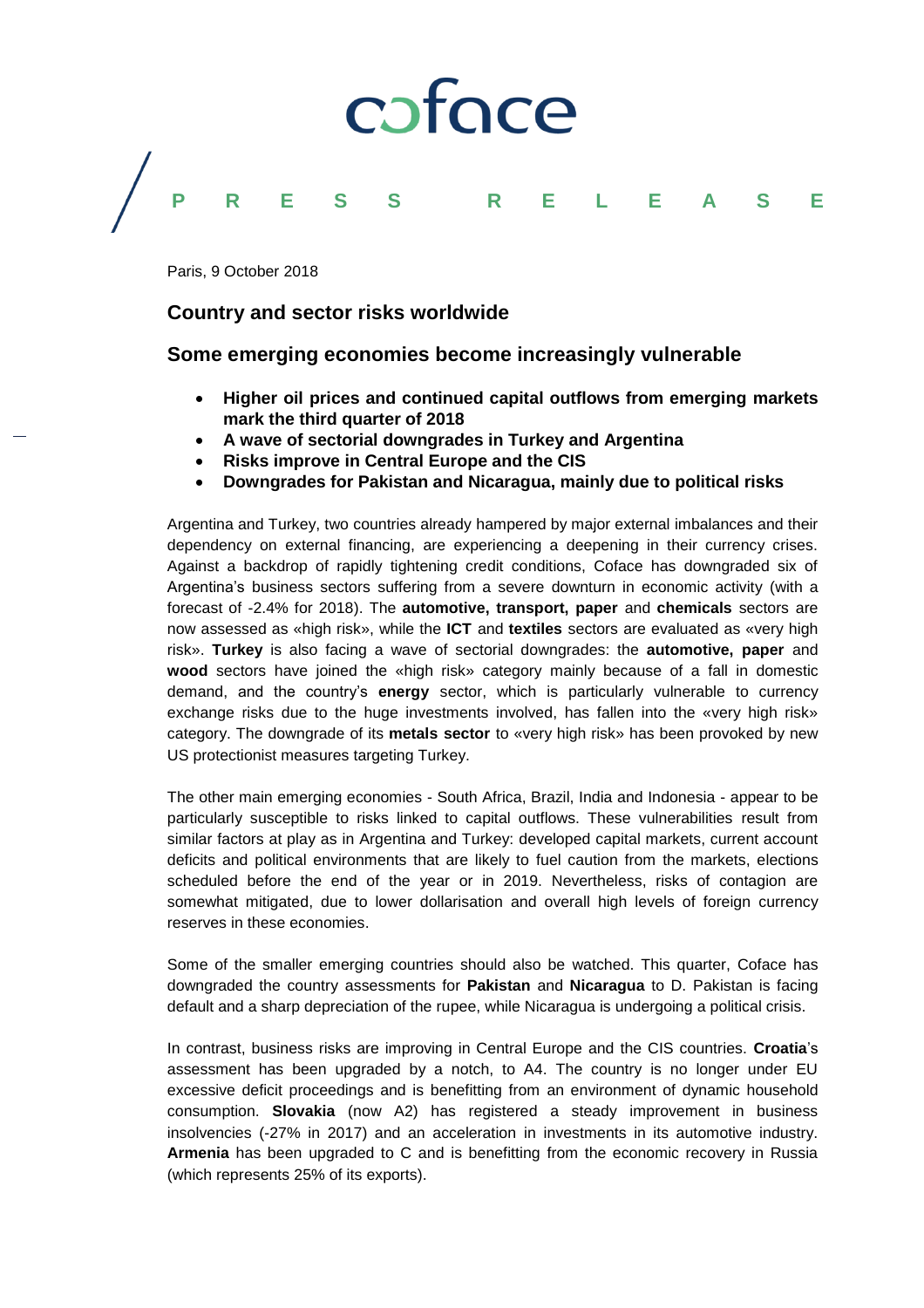coface

PRESS RELEASE

Paris, 9 October 2018

## Country and sector risks worldwide

## Some emerging economies become increasingly vulnerable

- **Higher oil prices and continued capital outflows from emerging markets mark the third quarter of 2018**
- **A wave of sectorial downgrades in Turkey and Argentina**
- **Risks improve in Central Europe and the CIS**
- **Downgrades for Pakistan and Nicaragua, mainly due to political risks**

Argentina and Turkey, two countries already hampered by major external imbalances and their dependency on external financing, are experiencing a deepening in their currency crises. Against a backdrop of rapidly tightening credit conditions, Coface has downgraded six of Argentina's business sectors suffering from a severe downturn in economic activity (with a forecast of -2.4% for 2018). The **automotive, transport, paper** and **chemicals** sectors are now assessed as «high risk», while the **ICT** and **textiles** sectors are evaluated as «very high risk». **Turkey** is also facing a wave of sectorial downgrades: the **automotive, paper** and **wood** sectors have joined the «high risk» category mainly because of a fall in domestic demand, and the country's **energy** sector, which is particularly vulnerable to currency exchange risks due to the huge investments involved, has fallen into the «very high risk» category. The downgrade of its **metals sector** to «very high risk» has been provoked by new US protectionist measures targeting Turkey.

The other main emerging economies - South Africa, Brazil, India and Indonesia - appear to be particularly susceptible to risks linked to capital outflows. These vulnerabilities result from similar factors at play as in Argentina and Turkey: developed capital markets, current account deficits and political environments that are likely to fuel caution from the markets, elections scheduled before the end of the year or in 2019. Nevertheless, risks of contagion are somewhat mitigated, due to lower dollarisation and overall high levels of foreign currency reserves in these economies.

Some of the smaller emerging countries should also be watched. This quarter, Coface has downgraded the country assessments for **Pakistan** and **Nicaragua** to D. Pakistan is facing default and a sharp depreciation of the rupee, while Nicaragua is undergoing a political crisis.

In contrast, business risks are improving in Central Europe and the CIS countries. **Croatia**'s assessment has been upgraded by a notch, to A4. The country is no longer under EU excessive deficit proceedings and is benefitting from an environment of dynamic household consumption. **Slovakia** (now A2) has registered a steady improvement in business insolvencies (-27% in 2017) and an acceleration in investments in its automotive industry. **Armenia** has been upgraded to C and is benefitting from the economic recovery in Russia (which represents 25% of its exports).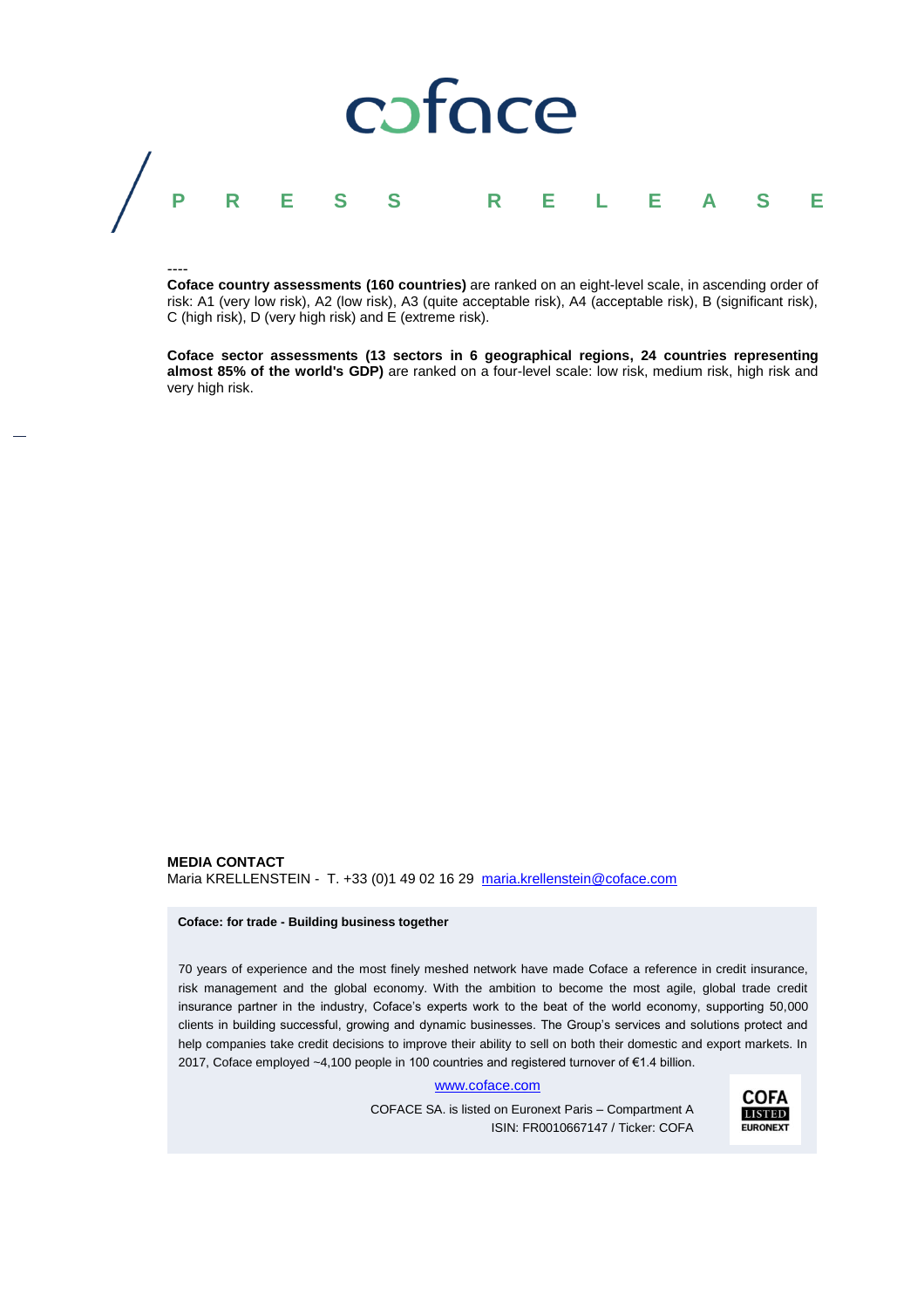----

**Coface country assessments (160 countries)** are ranked on an eight-level scale, in ascending order of risk: A1 (very low risk), A2 (low risk), A3 (quite acceptable risk), A4 (acceptable risk), B (significant risk), C (high risk), D (very high risk) and E (extreme risk).

**Coface sector assessments (13 sectors in 6 geographical regions, 24 countries representing almost 85% of the world's GDP)** are ranked on a four-level scale: low risk, medium risk, high risk and very high risk.

**MEDIA CONTACT**
Maria KRELLENSTEIN - T. +33 (0)1 49 02 16 29 maria.krellenstein@coface.com

**Coface: for trade - Building business together**

70 years of experience and the most finely meshed network have made Coface a reference in credit insurance, risk management and the global economy. With the ambition to become the most agile, global trade credit insurance partner in the industry, Coface's experts work to the beat of the world economy, supporting 50,000 clients in building successful, growing and dynamic businesses. The Group's services and solutions protect and help companies take credit decisions to improve their ability to sell on both their domestic and export markets. In 2017, Coface employed ~4,100 people in 100 countries and registered turnover of €1.4 billion.

www.coface.com

COFACE SA. is listed on Euronext Paris – Compartment A
ISIN: FR0010667147 / Ticker: COFA